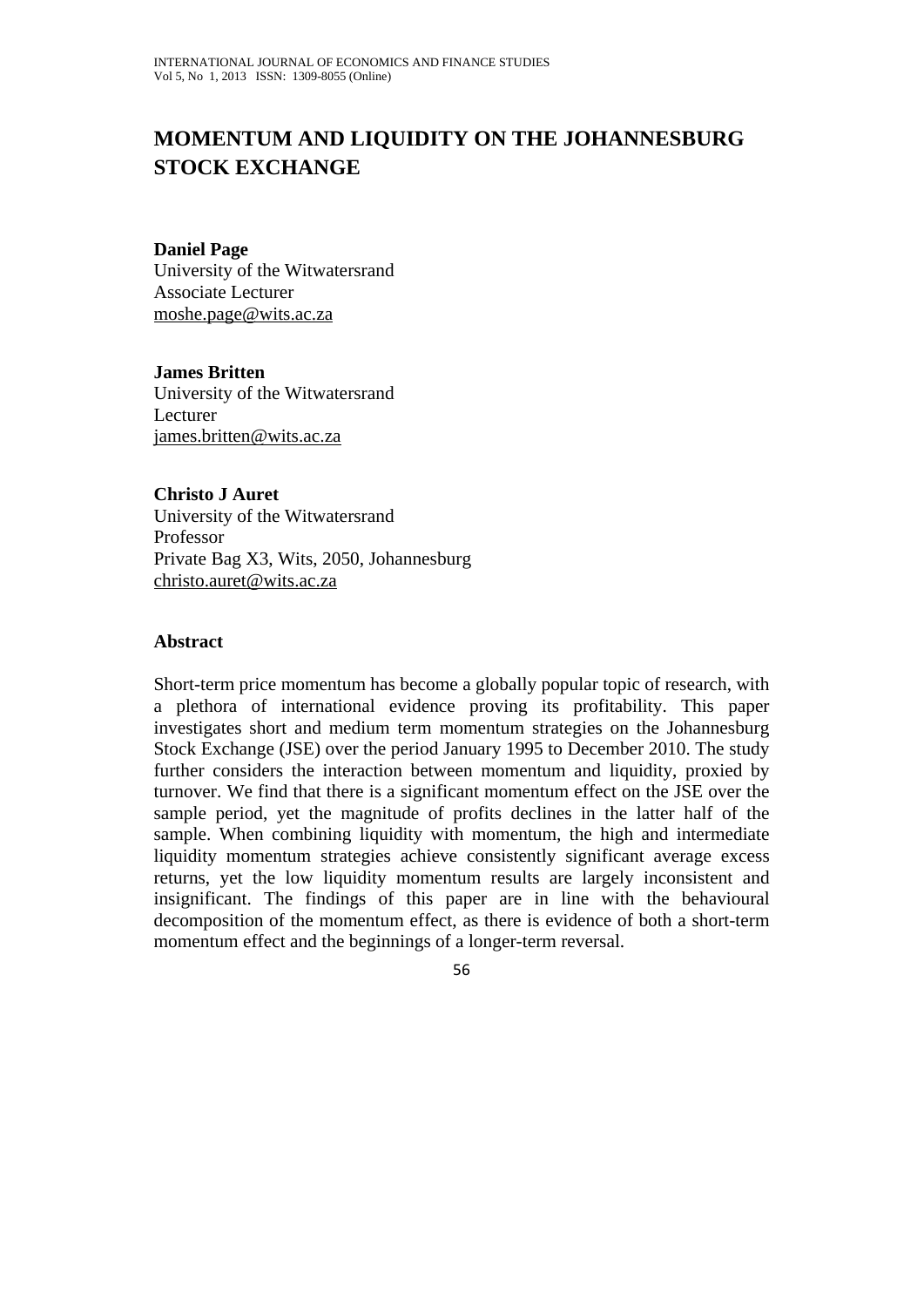# MOMENTUM AND LIQUIDITY ON THE JOHANNESBURG STOCK EXCHANGE

**Daniel Page**
University of the Witwatersrand
Associate Lecturer
moshe.page@wits.ac.za

**James Britten**
University of the Witwatersrand
Lecturer
james.britten@wits.ac.za

**Christo J Auret**
University of the Witwatersrand
Professor
Private Bag X3, Wits, 2050, Johannesburg
christo.auret@wits.ac.za

## Abstract

Short-term price momentum has become a globally popular topic of research, with a plethora of international evidence proving its profitability. This paper investigates short and medium term momentum strategies on the Johannesburg Stock Exchange (JSE) over the period January 1995 to December 2010. The study further considers the interaction between momentum and liquidity, proxied by turnover. We find that there is a significant momentum effect on the JSE over the sample period, yet the magnitude of profits declines in the latter half of the sample. When combining liquidity with momentum, the high and intermediate liquidity momentum strategies achieve consistently significant average excess returns, yet the low liquidity momentum results are largely inconsistent and insignificant. The findings of this paper are in line with the behavioural decomposition of the momentum effect, as there is evidence of both a short-term momentum effect and the beginnings of a longer-term reversal.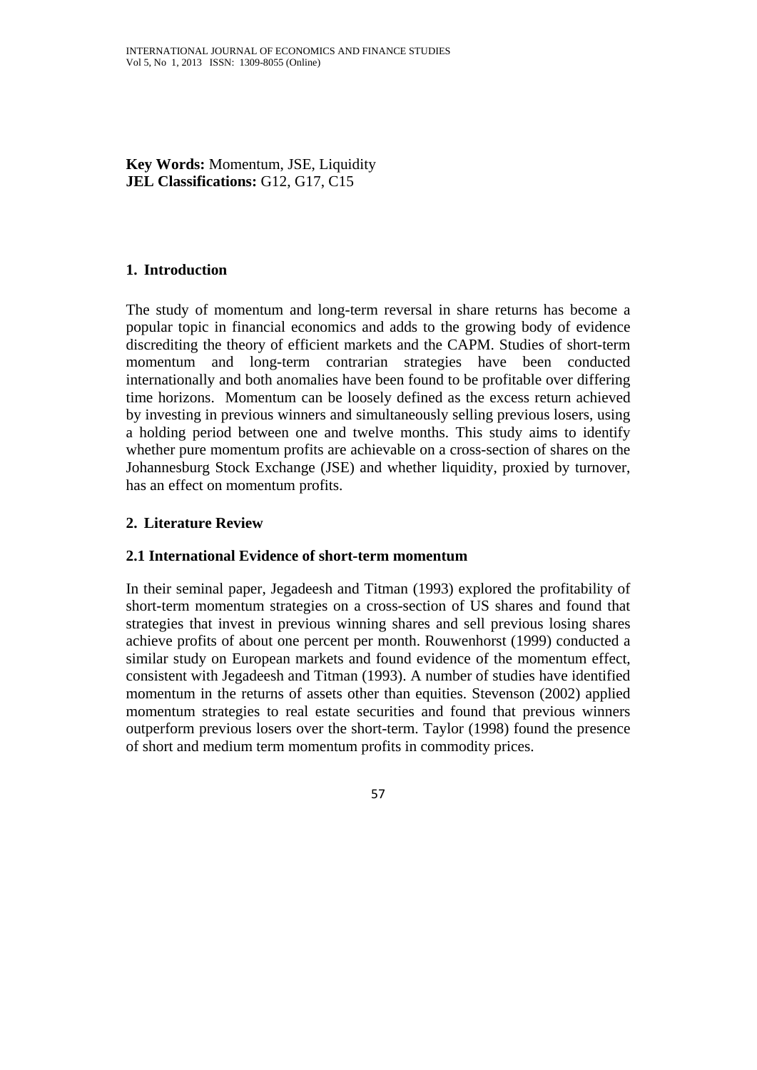**Key Words:** Momentum, JSE, Liquidity
**JEL Classifications:** G12, G17, C15

## 1. Introduction

The study of momentum and long-term reversal in share returns has become a popular topic in financial economics and adds to the growing body of evidence discrediting the theory of efficient markets and the CAPM. Studies of short-term momentum and long-term contrarian strategies have been conducted internationally and both anomalies have been found to be profitable over differing time horizons. Momentum can be loosely defined as the excess return achieved by investing in previous winners and simultaneously selling previous losers, using a holding period between one and twelve months. This study aims to identify whether pure momentum profits are achievable on a cross-section of shares on the Johannesburg Stock Exchange (JSE) and whether liquidity, proxied by turnover, has an effect on momentum profits.

## 2. Literature Review

### 2.1 International Evidence of short-term momentum

In their seminal paper, Jegadeesh and Titman (1993) explored the profitability of short-term momentum strategies on a cross-section of US shares and found that strategies that invest in previous winning shares and sell previous losing shares achieve profits of about one percent per month. Rouwenhorst (1999) conducted a similar study on European markets and found evidence of the momentum effect, consistent with Jegadeesh and Titman (1993). A number of studies have identified momentum in the returns of assets other than equities. Stevenson (2002) applied momentum strategies to real estate securities and found that previous winners outperform previous losers over the short-term. Taylor (1998) found the presence of short and medium term momentum profits in commodity prices.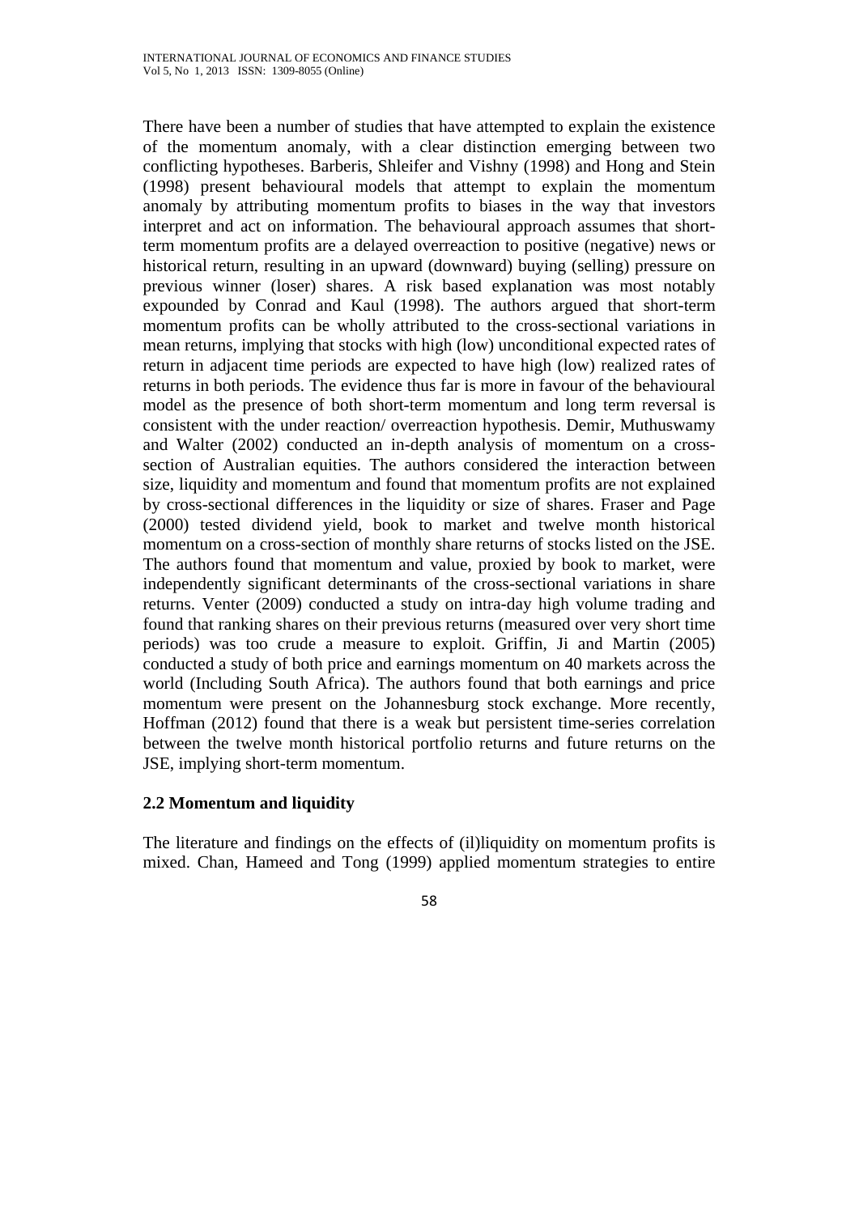There have been a number of studies that have attempted to explain the existence of the momentum anomaly, with a clear distinction emerging between two conflicting hypotheses. Barberis, Shleifer and Vishny (1998) and Hong and Stein (1998) present behavioural models that attempt to explain the momentum anomaly by attributing momentum profits to biases in the way that investors interpret and act on information. The behavioural approach assumes that short-term momentum profits are a delayed overreaction to positive (negative) news or historical return, resulting in an upward (downward) buying (selling) pressure on previous winner (loser) shares. A risk based explanation was most notably expounded by Conrad and Kaul (1998). The authors argued that short-term momentum profits can be wholly attributed to the cross-sectional variations in mean returns, implying that stocks with high (low) unconditional expected rates of return in adjacent time periods are expected to have high (low) realized rates of returns in both periods. The evidence thus far is more in favour of the behavioural model as the presence of both short-term momentum and long term reversal is consistent with the under reaction/ overreaction hypothesis. Demir, Muthuswamy and Walter (2002) conducted an in-depth analysis of momentum on a cross-section of Australian equities. The authors considered the interaction between size, liquidity and momentum and found that momentum profits are not explained by cross-sectional differences in the liquidity or size of shares. Fraser and Page (2000) tested dividend yield, book to market and twelve month historical momentum on a cross-section of monthly share returns of stocks listed on the JSE. The authors found that momentum and value, proxied by book to market, were independently significant determinants of the cross-sectional variations in share returns. Venter (2009) conducted a study on intra-day high volume trading and found that ranking shares on their previous returns (measured over very short time periods) was too crude a measure to exploit. Griffin, Ji and Martin (2005) conducted a study of both price and earnings momentum on 40 markets across the world (Including South Africa). The authors found that both earnings and price momentum were present on the Johannesburg stock exchange. More recently, Hoffman (2012) found that there is a weak but persistent time-series correlation between the twelve month historical portfolio returns and future returns on the JSE, implying short-term momentum.

## 2.2 Momentum and liquidity

The literature and findings on the effects of (il)liquidity on momentum profits is mixed. Chan, Hameed and Tong (1999) applied momentum strategies to entire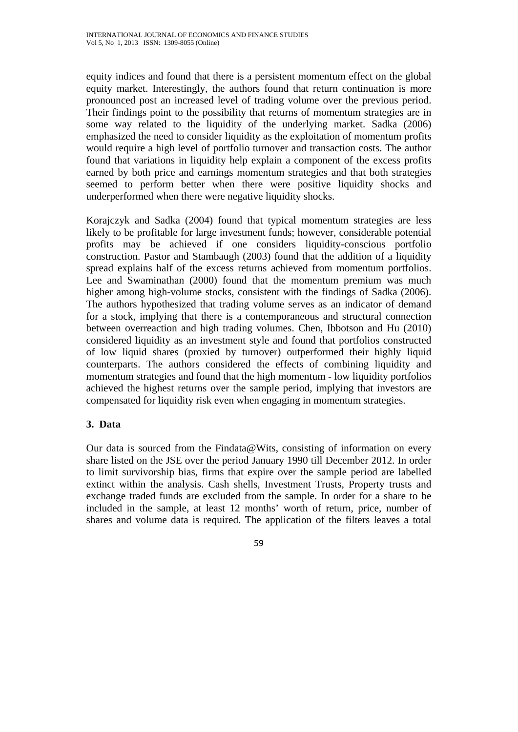equity indices and found that there is a persistent momentum effect on the global equity market. Interestingly, the authors found that return continuation is more pronounced post an increased level of trading volume over the previous period. Their findings point to the possibility that returns of momentum strategies are in some way related to the liquidity of the underlying market. Sadka (2006) emphasized the need to consider liquidity as the exploitation of momentum profits would require a high level of portfolio turnover and transaction costs. The author found that variations in liquidity help explain a component of the excess profits earned by both price and earnings momentum strategies and that both strategies seemed to perform better when there were positive liquidity shocks and underperformed when there were negative liquidity shocks.

Korajczyk and Sadka (2004) found that typical momentum strategies are less likely to be profitable for large investment funds; however, considerable potential profits may be achieved if one considers liquidity-conscious portfolio construction. Pastor and Stambaugh (2003) found that the addition of a liquidity spread explains half of the excess returns achieved from momentum portfolios. Lee and Swaminathan (2000) found that the momentum premium was much higher among high-volume stocks, consistent with the findings of Sadka (2006). The authors hypothesized that trading volume serves as an indicator of demand for a stock, implying that there is a contemporaneous and structural connection between overreaction and high trading volumes. Chen, Ibbotson and Hu (2010) considered liquidity as an investment style and found that portfolios constructed of low liquid shares (proxied by turnover) outperformed their highly liquid counterparts. The authors considered the effects of combining liquidity and momentum strategies and found that the high momentum - low liquidity portfolios achieved the highest returns over the sample period, implying that investors are compensated for liquidity risk even when engaging in momentum strategies.

## 3. Data

Our data is sourced from the Findata@Wits, consisting of information on every share listed on the JSE over the period January 1990 till December 2012. In order to limit survivorship bias, firms that expire over the sample period are labelled extinct within the analysis. Cash shells, Investment Trusts, Property trusts and exchange traded funds are excluded from the sample. In order for a share to be included in the sample, at least 12 months' worth of return, price, number of shares and volume data is required. The application of the filters leaves a total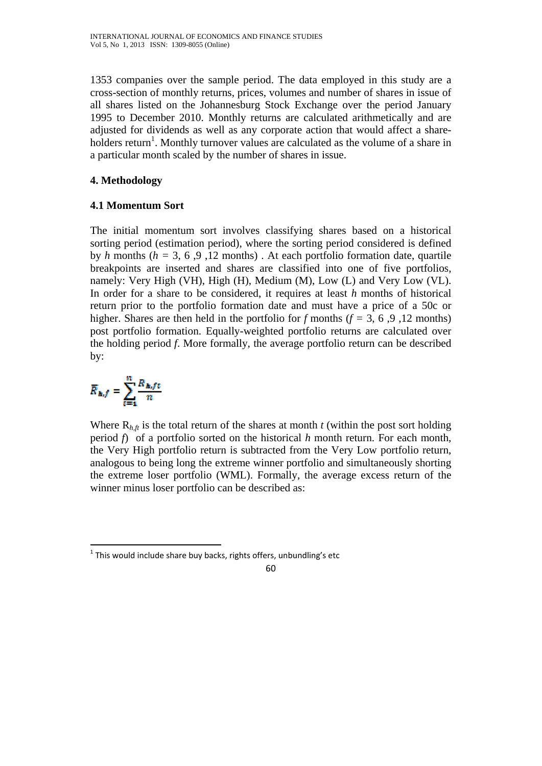1353 companies over the sample period. The data employed in this study are a cross-section of monthly returns, prices, volumes and number of shares in issue of all shares listed on the Johannesburg Stock Exchange over the period January 1995 to December 2010. Monthly returns are calculated arithmetically and are adjusted for dividends as well as any corporate action that would affect a share-holders return[1]. Monthly turnover values are calculated as the volume of a share in a particular month scaled by the number of shares in issue.

## 4. Methodology

### 4.1 Momentum Sort

The initial momentum sort involves classifying shares based on a historical sorting period (estimation period), where the sorting period considered is defined by $h$ months ($h$ = 3, 6 ,9 ,12 months) . At each portfolio formation date, quartile breakpoints are inserted and shares are classified into one of five portfolios, namely: Very High (VH), High (H), Medium (M), Low (L) and Very Low (VL). In order for a share to be considered, it requires at least $h$ months of historical return prior to the portfolio formation date and must have a price of a 50c or higher. Shares are then held in the portfolio for $f$ months ($f$ = 3, 6 ,9 ,12 months) post portfolio formation. Equally-weighted portfolio returns are calculated over the holding period $f$. More formally, the average portfolio return can be described by:

$$\bar{R}_{h,f} = \sum_{t=1}^{n} \frac{R_{h,ft}}{n}$$

Where $R_{h,ft}$ is the total return of the shares at month $t$ (within the post sort holding period $f$) of a portfolio sorted on the historical $h$ month return. For each month, the Very High portfolio return is subtracted from the Very Low portfolio return, analogous to being long the extreme winner portfolio and simultaneously shorting the extreme loser portfolio (WML). Formally, the average excess return of the winner minus loser portfolio can be described as:

[1] This would include share buy backs, rights offers, unbundling's etc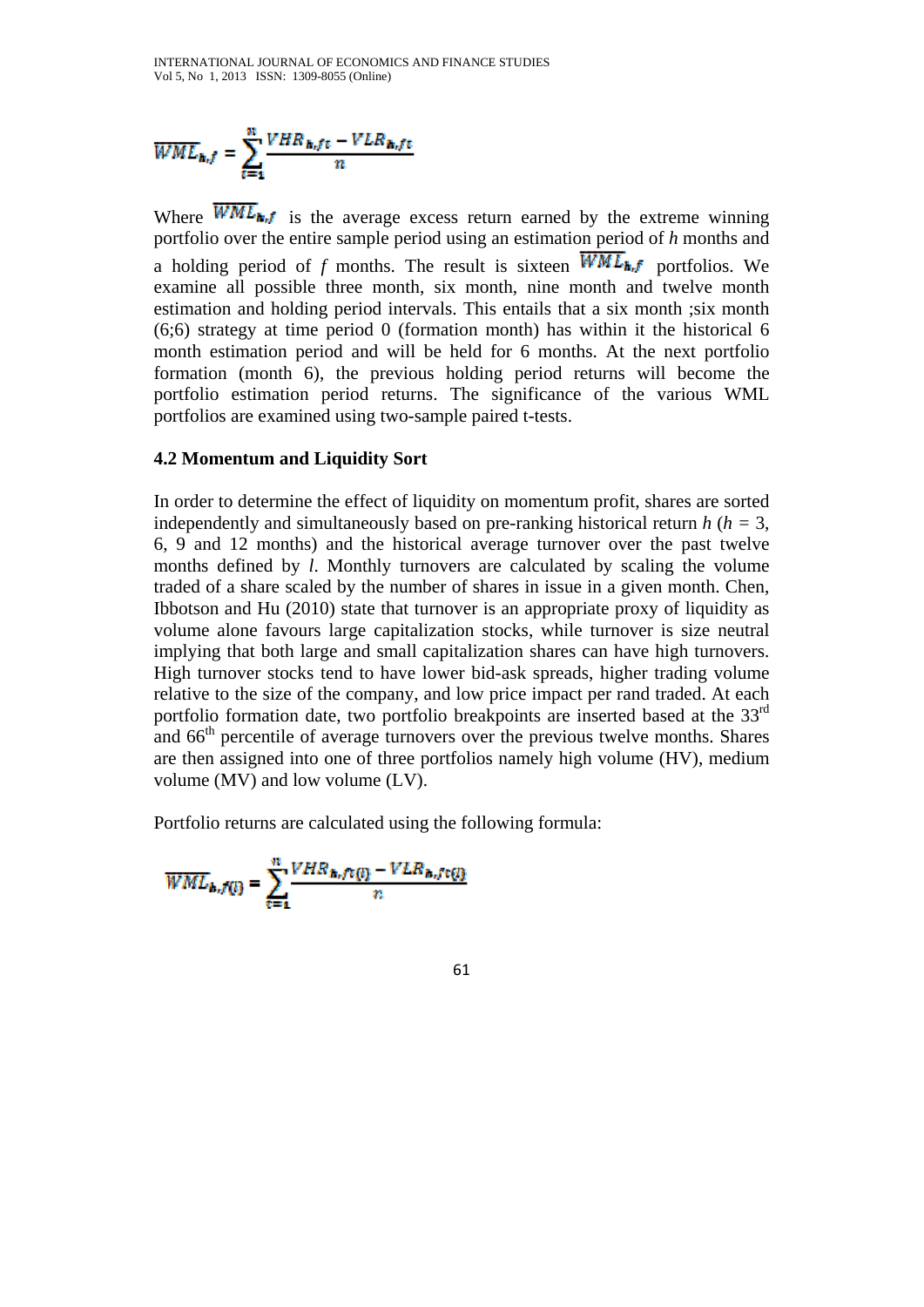$$\overline{WML}_{h,f} = \sum_{t=1}^{n} \frac{VHR_{h,ft} - VLR_{h,ft}}{n}$$

Where $\overline{WML}_{h,f}$ is the average excess return earned by the extreme winning portfolio over the entire sample period using an estimation period of *h* months and a holding period of *f* months. The result is sixteen $\overline{WML}_{h,f}$ portfolios. We examine all possible three month, six month, nine month and twelve month estimation and holding period intervals. This entails that a six month ;six month (6;6) strategy at time period 0 (formation month) has within it the historical 6 month estimation period and will be held for 6 months. At the next portfolio formation (month 6), the previous holding period returns will become the portfolio estimation period returns. The significance of the various WML portfolios are examined using two-sample paired t-tests.

### 4.2 Momentum and Liquidity Sort

In order to determine the effect of liquidity on momentum profit, shares are sorted independently and simultaneously based on pre-ranking historical return *h* ($h$ = 3, 6, 9 and 12 months) and the historical average turnover over the past twelve months defined by *l*. Monthly turnovers are calculated by scaling the volume traded of a share scaled by the number of shares in issue in a given month. Chen, Ibbotson and Hu (2010) state that turnover is an appropriate proxy of liquidity as volume alone favours large capitalization stocks, while turnover is size neutral implying that both large and small capitalization shares can have high turnovers. High turnover stocks tend to have lower bid-ask spreads, higher trading volume relative to the size of the company, and low price impact per rand traded. At each portfolio formation date, two portfolio breakpoints are inserted based at the 33rd and 66th percentile of average turnovers over the previous twelve months. Shares are then assigned into one of three portfolios namely high volume (HV), medium volume (MV) and low volume (LV).

Portfolio returns are calculated using the following formula:

$$\overline{WML}_{h,f(l)} = \sum_{t=1}^{n} \frac{VHR_{h,ft(l)} - VLR_{h,ft(l)}}{n}$$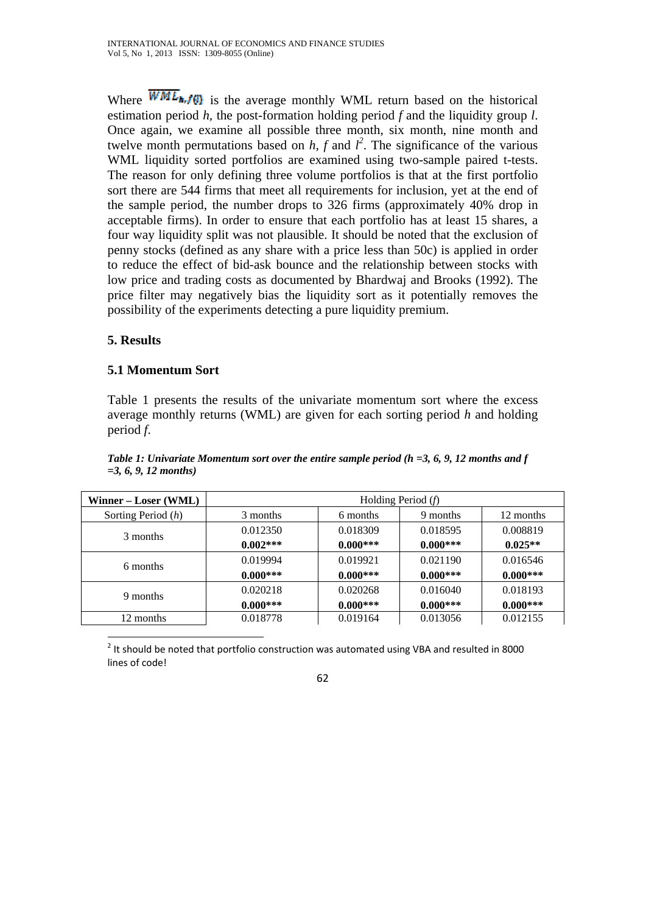Where $\overline{WML}_{h,f(l)}$ is the average monthly WML return based on the historical estimation period *h*, the post-formation holding period *f* and the liquidity group *l*. Once again, we examine all possible three month, six month, nine month and twelve month permutations based on *h*, *f* and *l*[2]. The significance of the various WML liquidity sorted portfolios are examined using two-sample paired t-tests. The reason for only defining three volume portfolios is that at the first portfolio sort there are 544 firms that meet all requirements for inclusion, yet at the end of the sample period, the number drops to 326 firms (approximately 40% drop in acceptable firms). In order to ensure that each portfolio has at least 15 shares, a four way liquidity split was not plausible. It should be noted that the exclusion of penny stocks (defined as any share with a price less than 50c) is applied in order to reduce the effect of bid-ask bounce and the relationship between stocks with low price and trading costs as documented by Bhardwaj and Brooks (1992). The price filter may negatively bias the liquidity sort as it potentially removes the possibility of the experiments detecting a pure liquidity premium.

## 5. Results

### 5.1 Momentum Sort

Table 1 presents the results of the univariate momentum sort where the excess average monthly returns (WML) are given for each sorting period *h* and holding period *f*.

***Table 1: Univariate Momentum sort over the entire sample period (h =3, 6, 9, 12 months and f =3, 6, 9, 12 months)***

| **Winner – Loser (WML)** | Holding Period (*f*) | | | |
|---|---|---|---|---|
| Sorting Period (*h*) | 3 months | 6 months | 9 months | 12 months |
| 3 months | 0.012350 | 0.018309 | 0.018595 | 0.008819 |
| | **0.002\*\*\*** | **0.000\*\*\*** | **0.000\*\*\*** | **0.025\*\*** |
| 6 months | 0.019994 | 0.019921 | 0.021190 | 0.016546 |
| | **0.000\*\*\*** | **0.000\*\*\*** | **0.000\*\*\*** | **0.000\*\*\*** |
| 9 months | 0.020218 | 0.020268 | 0.016040 | 0.018193 |
| | **0.000\*\*\*** | **0.000\*\*\*** | **0.000\*\*\*** | **0.000\*\*\*** |
| 12 months | 0.018778 | 0.019164 | 0.013056 | 0.012155 |

[2] It should be noted that portfolio construction was automated using VBA and resulted in 8000 lines of code!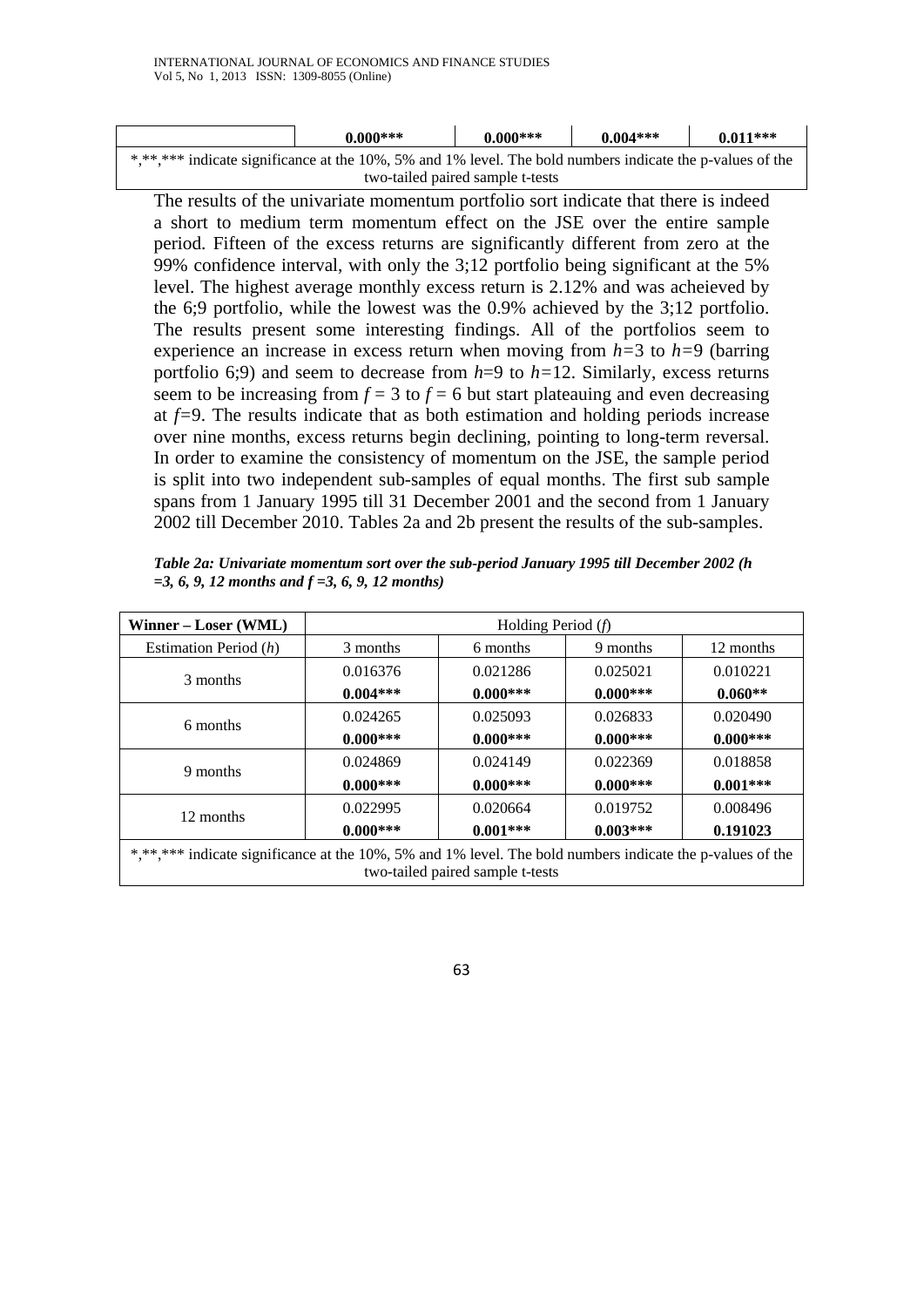|  | **0.000*** ** | **0.000*** ** | **0.004*** ** | **0.011*** ** |
|---|---|---|---|---|
| *,**,*** indicate significance at the 10%, 5% and 1% level. The bold numbers indicate the p-values of the two-tailed paired sample t-tests | | | | |

The results of the univariate momentum portfolio sort indicate that there is indeed a short to medium term momentum effect on the JSE over the entire sample period. Fifteen of the excess returns are significantly different from zero at the 99% confidence interval, with only the 3;12 portfolio being significant at the 5% level. The highest average monthly excess return is 2.12% and was acheieved by the 6;9 portfolio, while the lowest was the 0.9% achieved by the 3;12 portfolio. The results present some interesting findings. All of the portfolios seem to experience an increase in excess return when moving from $h=3$ to $h=9$ (barring portfolio 6;9) and seem to decrease from $h=9$ to $h=12$. Similarly, excess returns seem to be increasing from $f = 3$ to $f = 6$ but start plateauing and even decreasing at $f=9$. The results indicate that as both estimation and holding periods increase over nine months, excess returns begin declining, pointing to long-term reversal. In order to examine the consistency of momentum on the JSE, the sample period is split into two independent sub-samples of equal months. The first sub sample spans from 1 January 1995 till 31 December 2001 and the second from 1 January 2002 till December 2010. Tables 2a and 2b present the results of the sub-samples.

***Table 2a: Univariate momentum sort over the sub-period January 1995 till December 2002 (h =3, 6, 9, 12 months and f =3, 6, 9, 12 months)***

| **Winner – Loser (WML)** | Holding Period (*f*) | | | |
|---|---|---|---|---|
| Estimation Period (*h*) | 3 months | 6 months | 9 months | 12 months |
| 3 months | 0.016376 | 0.021286 | 0.025021 | 0.010221 |
|  | **0.004*** ** | **0.000*** ** | **0.000*** ** | **0.060** ** |
| 6 months | 0.024265 | 0.025093 | 0.026833 | 0.020490 |
|  | **0.000*** ** | **0.000*** ** | **0.000*** ** | **0.000*** ** |
| 9 months | 0.024869 | 0.024149 | 0.022369 | 0.018858 |
|  | **0.000*** ** | **0.000*** ** | **0.000*** ** | **0.001*** ** |
| 12 months | 0.022995 | 0.020664 | 0.019752 | 0.008496 |
|  | **0.000*** ** | **0.001*** ** | **0.003*** ** | **0.191023** |
| *,**,*** indicate significance at the 10%, 5% and 1% level. The bold numbers indicate the p-values of the two-tailed paired sample t-tests | | | | |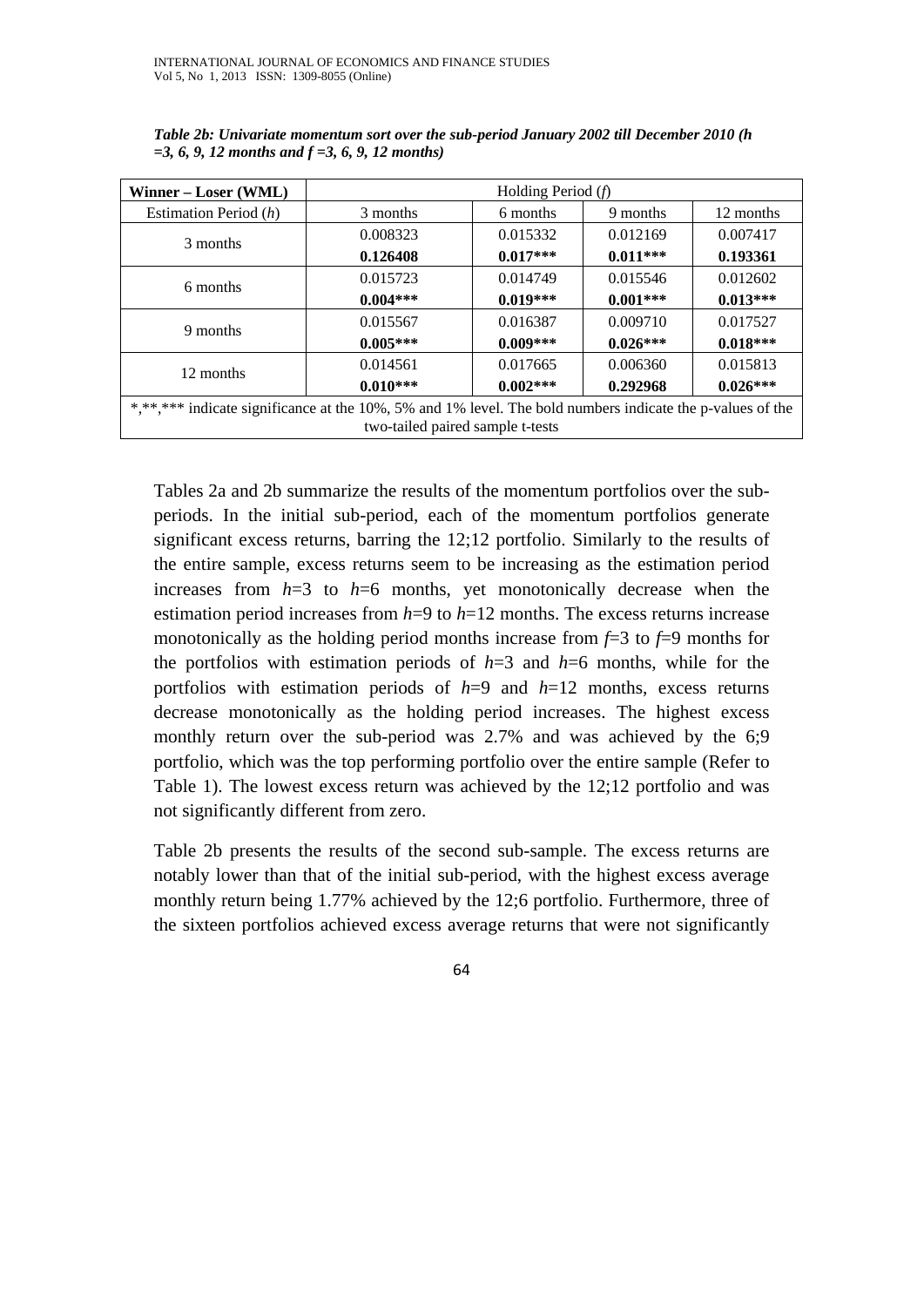*Table 2b: Univariate momentum sort over the sub-period January 2002 till December 2010 (h =3, 6, 9, 12 months and f =3, 6, 9, 12 months)*

| **Winner – Loser (WML)** | Holding Period (*f*) | | | |
|---|---|---|---|---|
| Estimation Period (*h*) | 3 months | 6 months | 9 months | 12 months |
| 3 months | 0.008323 | 0.015332 | 0.012169 | 0.007417 |
| | **0.126408** | **0.017***** | **0.011***** | **0.193361** |
| 6 months | 0.015723 | 0.014749 | 0.015546 | 0.012602 |
| | **0.004***** | **0.019***** | **0.001***** | **0.013***** |
| 9 months | 0.015567 | 0.016387 | 0.009710 | 0.017527 |
| | **0.005***** | **0.009***** | **0.026***** | **0.018***** |
| 12 months | 0.014561 | 0.017665 | 0.006360 | 0.015813 |
| | **0.010***** | **0.002***** | **0.292968** | **0.026***** |

*,**,*** indicate significance at the 10%, 5% and 1% level. The bold numbers indicate the p-values of the two-tailed paired sample t-tests

Tables 2a and 2b summarize the results of the momentum portfolios over the sub-periods. In the initial sub-period, each of the momentum portfolios generate significant excess returns, barring the 12;12 portfolio. Similarly to the results of the entire sample, excess returns seem to be increasing as the estimation period increases from $h$=3 to $h$=6 months, yet monotonically decrease when the estimation period increases from $h$=9 to $h$=12 months. The excess returns increase monotonically as the holding period months increase from $f$=3 to $f$=9 months for the portfolios with estimation periods of $h$=3 and $h$=6 months, while for the portfolios with estimation periods of $h$=9 and $h$=12 months, excess returns decrease monotonically as the holding period increases. The highest excess monthly return over the sub-period was 2.7% and was achieved by the 6;9 portfolio, which was the top performing portfolio over the entire sample (Refer to Table 1). The lowest excess return was achieved by the 12;12 portfolio and was not significantly different from zero.

Table 2b presents the results of the second sub-sample. The excess returns are notably lower than that of the initial sub-period, with the highest excess average monthly return being 1.77% achieved by the 12;6 portfolio. Furthermore, three of the sixteen portfolios achieved excess average returns that were not significantly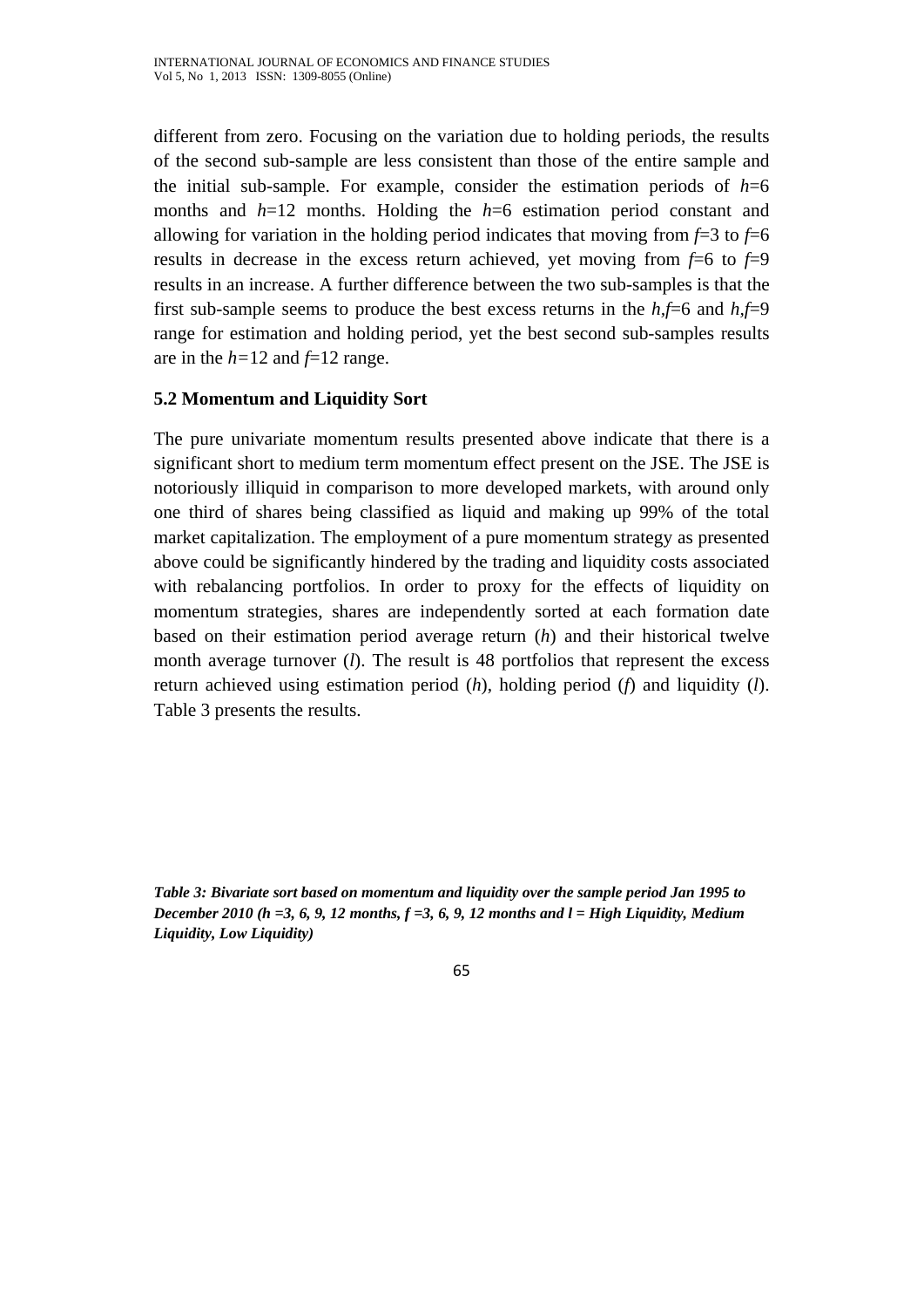different from zero. Focusing on the variation due to holding periods, the results of the second sub-sample are less consistent than those of the entire sample and the initial sub-sample. For example, consider the estimation periods of $h$=6 months and $h$=12 months. Holding the $h$=6 estimation period constant and allowing for variation in the holding period indicates that moving from $f$=3 to $f$=6 results in decrease in the excess return achieved, yet moving from $f$=6 to $f$=9 results in an increase. A further difference between the two sub-samples is that the first sub-sample seems to produce the best excess returns in the $h$,$f$=6 and $h$,$f$=9 range for estimation and holding period, yet the best second sub-samples results are in the $h$=12 and $f$=12 range.

### 5.2 Momentum and Liquidity Sort

The pure univariate momentum results presented above indicate that there is a significant short to medium term momentum effect present on the JSE. The JSE is notoriously illiquid in comparison to more developed markets, with around only one third of shares being classified as liquid and making up 99% of the total market capitalization. The employment of a pure momentum strategy as presented above could be significantly hindered by the trading and liquidity costs associated with rebalancing portfolios. In order to proxy for the effects of liquidity on momentum strategies, shares are independently sorted at each formation date based on their estimation period average return ($h$) and their historical twelve month average turnover ($l$). The result is 48 portfolios that represent the excess return achieved using estimation period ($h$), holding period ($f$) and liquidity ($l$). Table 3 presents the results.

***Table 3: Bivariate sort based on momentum and liquidity over the sample period Jan 1995 to December 2010 (h =3, 6, 9, 12 months, f =3, 6, 9, 12 months and l = High Liquidity, Medium Liquidity, Low Liquidity)***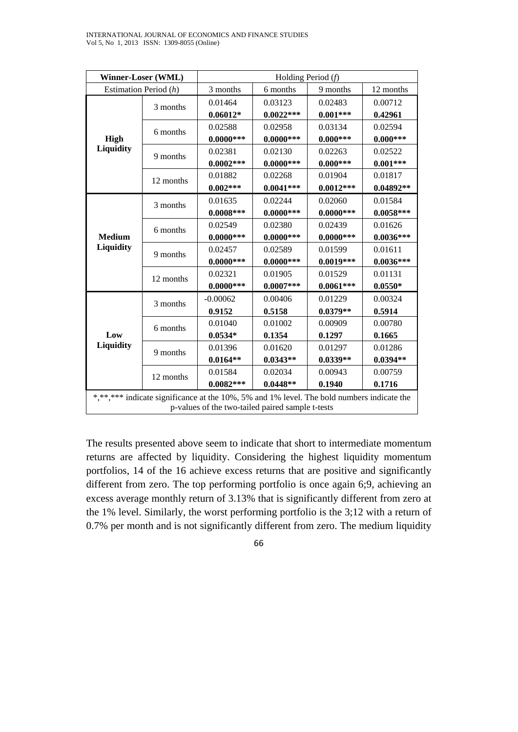| **Winner-Loser (WML)** | | Holding Period (*f*) | | | |
|---|---|---|---|---|---|
| Estimation Period (*h*) | | 3 months | 6 months | 9 months | 12 months |
| **High Liquidity** | 3 months | 0.01464 | 0.03123 | 0.02483 | 0.00712 |
| | | **0.06012*** | **0.0022***** | **0.001***** | **0.42961** |
| | 6 months | 0.02588 | 0.02958 | 0.03134 | 0.02594 |
| | | **0.0000***** | **0.0000***** | **0.000***** | **0.000***** |
| | 9 months | 0.02381 | 0.02130 | 0.02263 | 0.02522 |
| | | **0.0002***** | **0.0000***** | **0.000***** | **0.001***** |
| | 12 months | 0.01882 | 0.02268 | 0.01904 | 0.01817 |
| | | **0.002***** | **0.0041***** | **0.0012***** | **0.04892**** |
| **Medium Liquidity** | 3 months | 0.01635 | 0.02244 | 0.02060 | 0.01584 |
| | | **0.0008***** | **0.0000***** | **0.0000***** | **0.0058***** |
| | 6 months | 0.02549 | 0.02380 | 0.02439 | 0.01626 |
| | | **0.0000***** | **0.0000***** | **0.0000***** | **0.0036***** |
| | 9 months | 0.02457 | 0.02589 | 0.01599 | 0.01611 |
| | | **0.0000***** | **0.0000***** | **0.0019***** | **0.0036***** |
| | 12 months | 0.02321 | 0.01905 | 0.01529 | 0.01131 |
| | | **0.0000***** | **0.0007***** | **0.0061***** | **0.0550*** |
| **Low Liquidity** | 3 months | -0.00062 | 0.00406 | 0.01229 | 0.00324 |
| | | **0.9152** | **0.5158** | **0.0379**** | **0.5914** |
| | 6 months | 0.01040 | 0.01002 | 0.00909 | 0.00780 |
| | | **0.0534*** | **0.1354** | **0.1297** | **0.1665** |
| | 9 months | 0.01396 | 0.01620 | 0.01297 | 0.01286 |
| | | **0.0164**** | **0.0343**** | **0.0339**** | **0.0394**** |
| | 12 months | 0.01584 | 0.02034 | 0.00943 | 0.00759 |
| | | **0.0082***** | **0.0448**** | **0.1940** | **0.1716** |

*,**,*** indicate significance at the 10%, 5% and 1% level. The bold numbers indicate the p-values of the two-tailed paired sample t-tests

The results presented above seem to indicate that short to intermediate momentum returns are affected by liquidity. Considering the highest liquidity momentum portfolios, 14 of the 16 achieve excess returns that are positive and significantly different from zero. The top performing portfolio is once again 6;9, achieving an excess average monthly return of 3.13% that is significantly different from zero at the 1% level. Similarly, the worst performing portfolio is the 3;12 with a return of 0.7% per month and is not significantly different from zero. The medium liquidity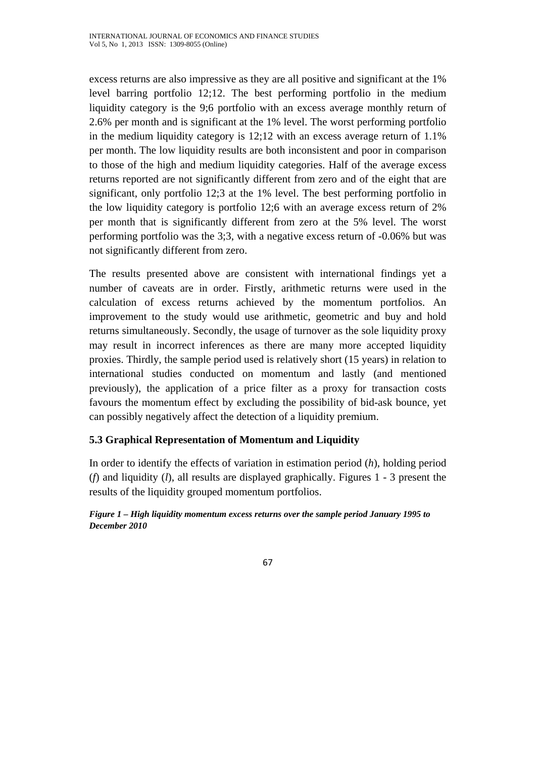excess returns are also impressive as they are all positive and significant at the 1% level barring portfolio 12;12. The best performing portfolio in the medium liquidity category is the 9;6 portfolio with an excess average monthly return of 2.6% per month and is significant at the 1% level. The worst performing portfolio in the medium liquidity category is 12;12 with an excess average return of 1.1% per month. The low liquidity results are both inconsistent and poor in comparison to those of the high and medium liquidity categories. Half of the average excess returns reported are not significantly different from zero and of the eight that are significant, only portfolio 12;3 at the 1% level. The best performing portfolio in the low liquidity category is portfolio 12;6 with an average excess return of 2% per month that is significantly different from zero at the 5% level. The worst performing portfolio was the 3;3, with a negative excess return of -0.06% but was not significantly different from zero.

The results presented above are consistent with international findings yet a number of caveats are in order. Firstly, arithmetic returns were used in the calculation of excess returns achieved by the momentum portfolios. An improvement to the study would use arithmetic, geometric and buy and hold returns simultaneously. Secondly, the usage of turnover as the sole liquidity proxy may result in incorrect inferences as there are many more accepted liquidity proxies. Thirdly, the sample period used is relatively short (15 years) in relation to international studies conducted on momentum and lastly (and mentioned previously), the application of a price filter as a proxy for transaction costs favours the momentum effect by excluding the possibility of bid-ask bounce, yet can possibly negatively affect the detection of a liquidity premium.

### 5.3 Graphical Representation of Momentum and Liquidity

In order to identify the effects of variation in estimation period ($h$), holding period ($f$) and liquidity ($l$), all results are displayed graphically. Figures 1 - 3 present the results of the liquidity grouped momentum portfolios.

***Figure 1 – High liquidity momentum excess returns over the sample period January 1995 to December 2010***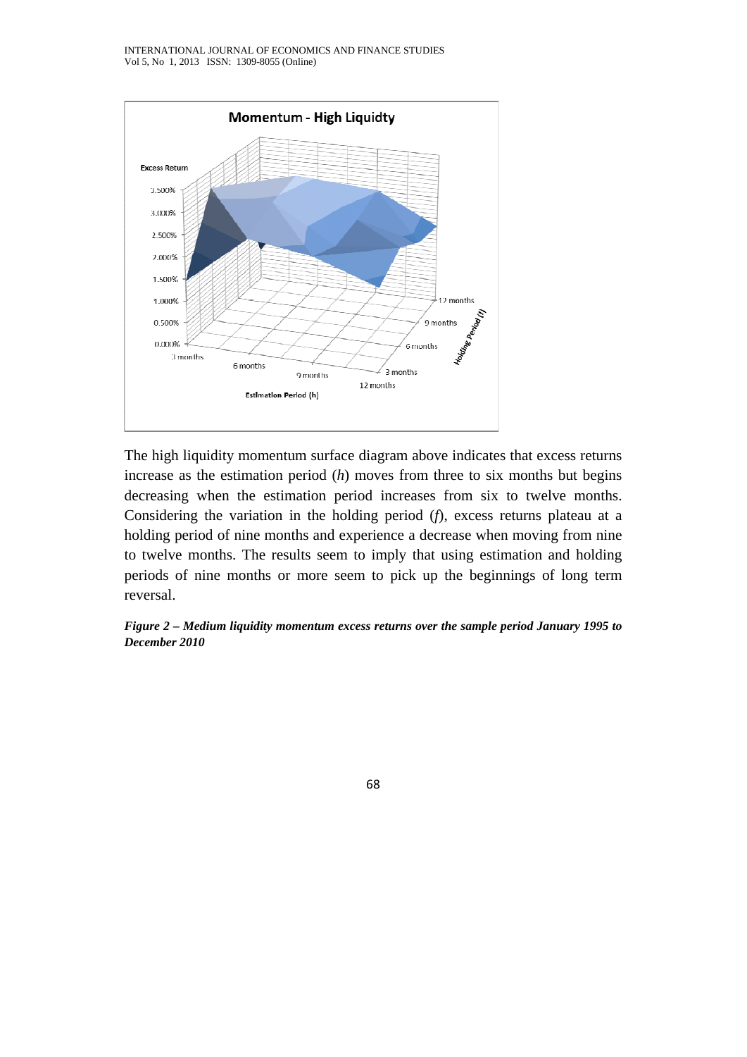The high liquidity momentum surface diagram above indicates that excess returns increase as the estimation period (*h*) moves from three to six months but begins decreasing when the estimation period increases from six to twelve months. Considering the variation in the holding period (*f*), excess returns plateau at a holding period of nine months and experience a decrease when moving from nine to twelve months. The results seem to imply that using estimation and holding periods of nine months or more seem to pick up the beginnings of long term reversal.

***Figure 2 – Medium liquidity momentum excess returns over the sample period January 1995 to December 2010***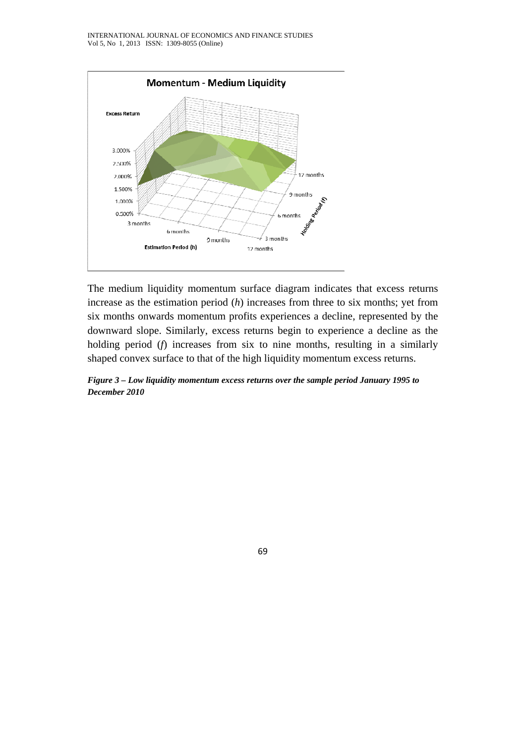The medium liquidity momentum surface diagram indicates that excess returns increase as the estimation period (*h*) increases from three to six months; yet from six months onwards momentum profits experiences a decline, represented by the downward slope. Similarly, excess returns begin to experience a decline as the holding period (*f*) increases from six to nine months, resulting in a similarly shaped convex surface to that of the high liquidity momentum excess returns.

***Figure 3 – Low liquidity momentum excess returns over the sample period January 1995 to December 2010***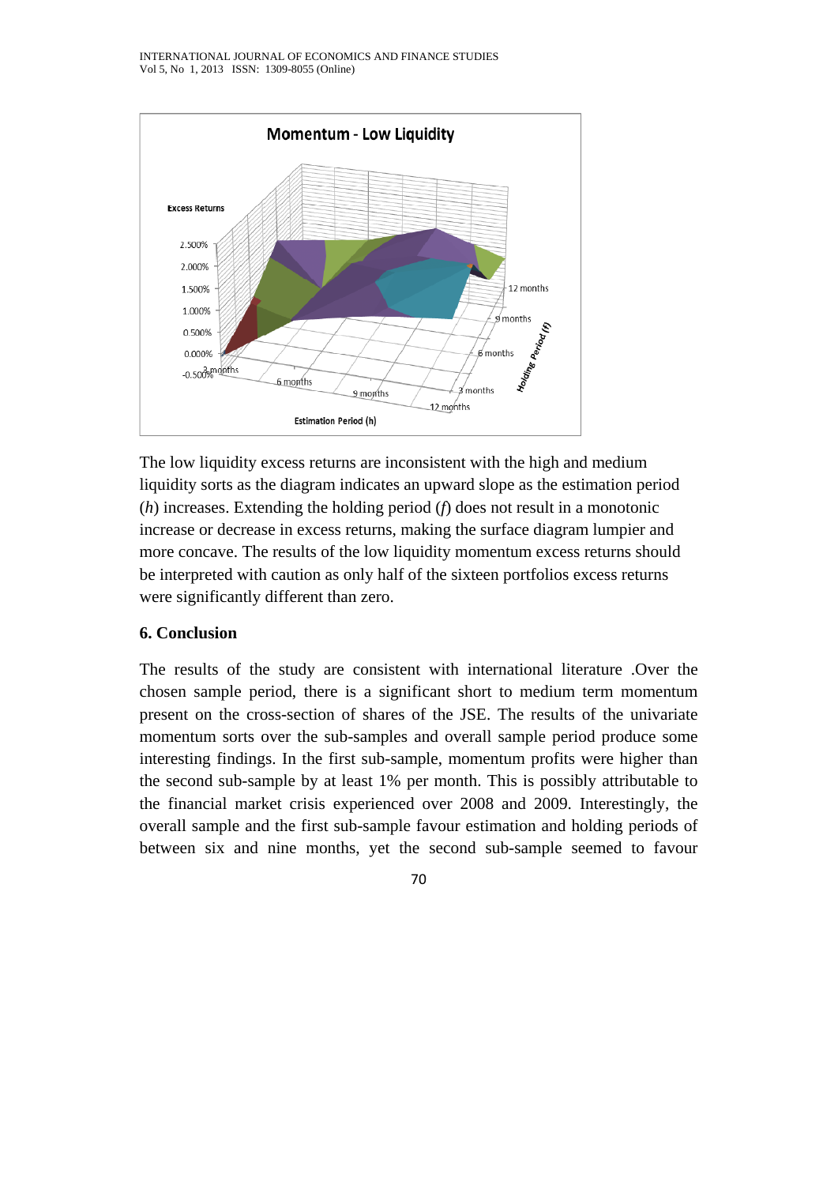The low liquidity excess returns are inconsistent with the high and medium liquidity sorts as the diagram indicates an upward slope as the estimation period (*h*) increases. Extending the holding period (*f*) does not result in a monotonic increase or decrease in excess returns, making the surface diagram lumpier and more concave. The results of the low liquidity momentum excess returns should be interpreted with caution as only half of the sixteen portfolios excess returns were significantly different than zero.

### 6. Conclusion

The results of the study are consistent with international literature .Over the chosen sample period, there is a significant short to medium term momentum present on the cross-section of shares of the JSE. The results of the univariate momentum sorts over the sub-samples and overall sample period produce some interesting findings. In the first sub-sample, momentum profits were higher than the second sub-sample by at least 1% per month. This is possibly attributable to the financial market crisis experienced over 2008 and 2009. Interestingly, the overall sample and the first sub-sample favour estimation and holding periods of between six and nine months, yet the second sub-sample seemed to favour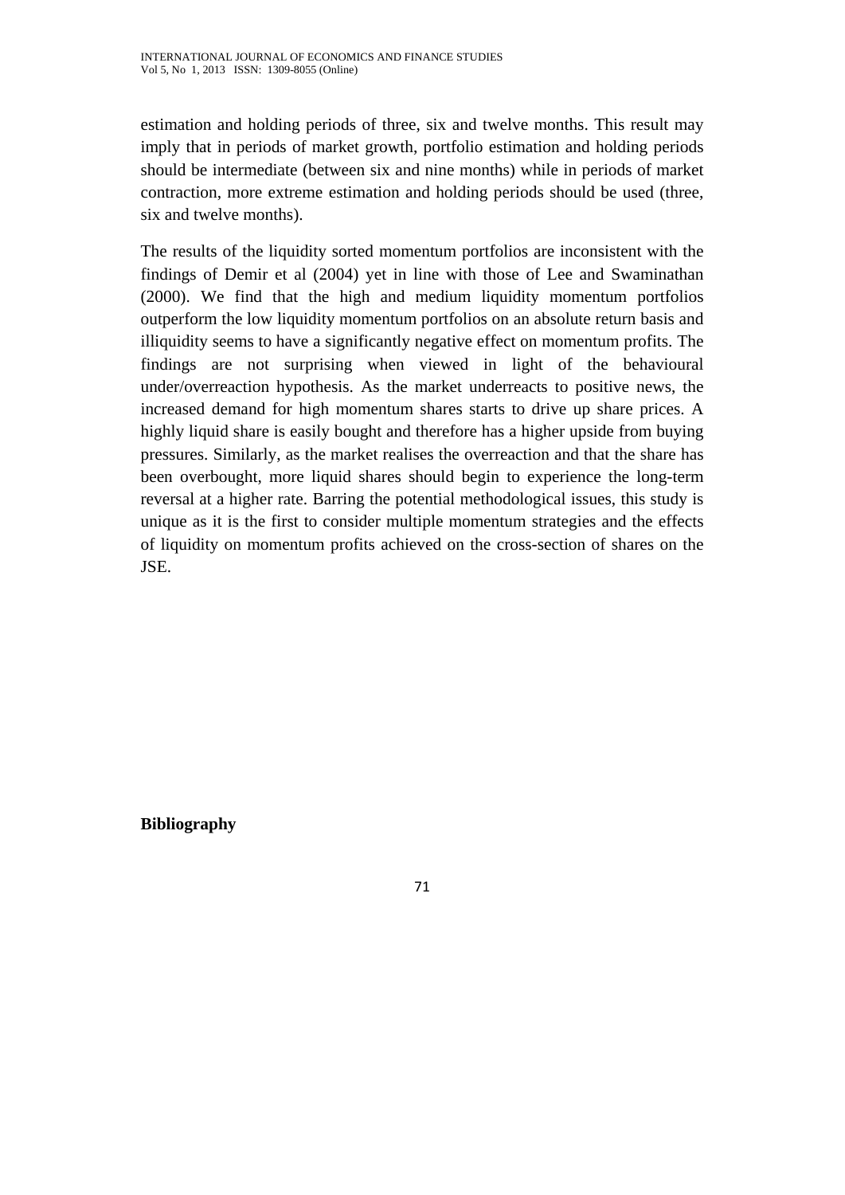estimation and holding periods of three, six and twelve months. This result may imply that in periods of market growth, portfolio estimation and holding periods should be intermediate (between six and nine months) while in periods of market contraction, more extreme estimation and holding periods should be used (three, six and twelve months).

The results of the liquidity sorted momentum portfolios are inconsistent with the findings of Demir et al (2004) yet in line with those of Lee and Swaminathan (2000). We find that the high and medium liquidity momentum portfolios outperform the low liquidity momentum portfolios on an absolute return basis and illiquidity seems to have a significantly negative effect on momentum profits. The findings are not surprising when viewed in light of the behavioural under/overreaction hypothesis. As the market underreacts to positive news, the increased demand for high momentum shares starts to drive up share prices. A highly liquid share is easily bought and therefore has a higher upside from buying pressures. Similarly, as the market realises the overreaction and that the share has been overbought, more liquid shares should begin to experience the long-term reversal at a higher rate. Barring the potential methodological issues, this study is unique as it is the first to consider multiple momentum strategies and the effects of liquidity on momentum profits achieved on the cross-section of shares on the JSE.

**Bibliography**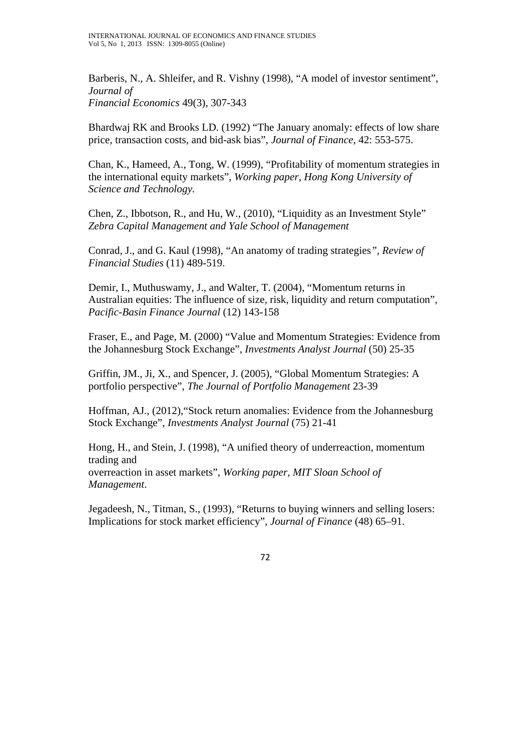Barberis, N., A. Shleifer, and R. Vishny (1998), "A model of investor sentiment", *Journal of Financial Economics* 49(3), 307-343

Bhardwaj RK and Brooks LD. (1992) "The January anomaly: effects of low share price, transaction costs, and bid-ask bias", *Journal of Finance*, 42: 553-575.

Chan, K., Hameed, A., Tong, W. (1999), "Profitability of momentum strategies in the international equity markets", *Working paper, Hong Kong University of Science and Technology*.

Chen, Z., Ibbotson, R., and Hu, W., (2010), "Liquidity as an Investment Style" *Zebra Capital Management and Yale School of Management*

Conrad, J., and G. Kaul (1998), "An anatomy of trading strategies", *Review of Financial Studies* (11) 489-519.

Demir, I., Muthuswamy, J., and Walter, T. (2004), "Momentum returns in Australian equities: The influence of size, risk, liquidity and return computation", *Pacific-Basin Finance Journal* (12) 143-158

Fraser, E., and Page, M. (2000) "Value and Momentum Strategies: Evidence from the Johannesburg Stock Exchange", *Investments Analyst Journal* (50) 25-35

Griffin, JM., Ji, X., and Spencer, J. (2005), "Global Momentum Strategies: A portfolio perspective", *The Journal of Portfolio Management* 23-39

Hoffman, AJ., (2012),"Stock return anomalies: Evidence from the Johannesburg Stock Exchange", *Investments Analyst Journal* (75) 21-41

Hong, H., and Stein, J. (1998), "A unified theory of underreaction, momentum trading and overreaction in asset markets", *Working paper, MIT Sloan School of Management*.

Jegadeesh, N., Titman, S., (1993), "Returns to buying winners and selling losers: Implications for stock market efficiency", *Journal of Finance* (48) 65–91.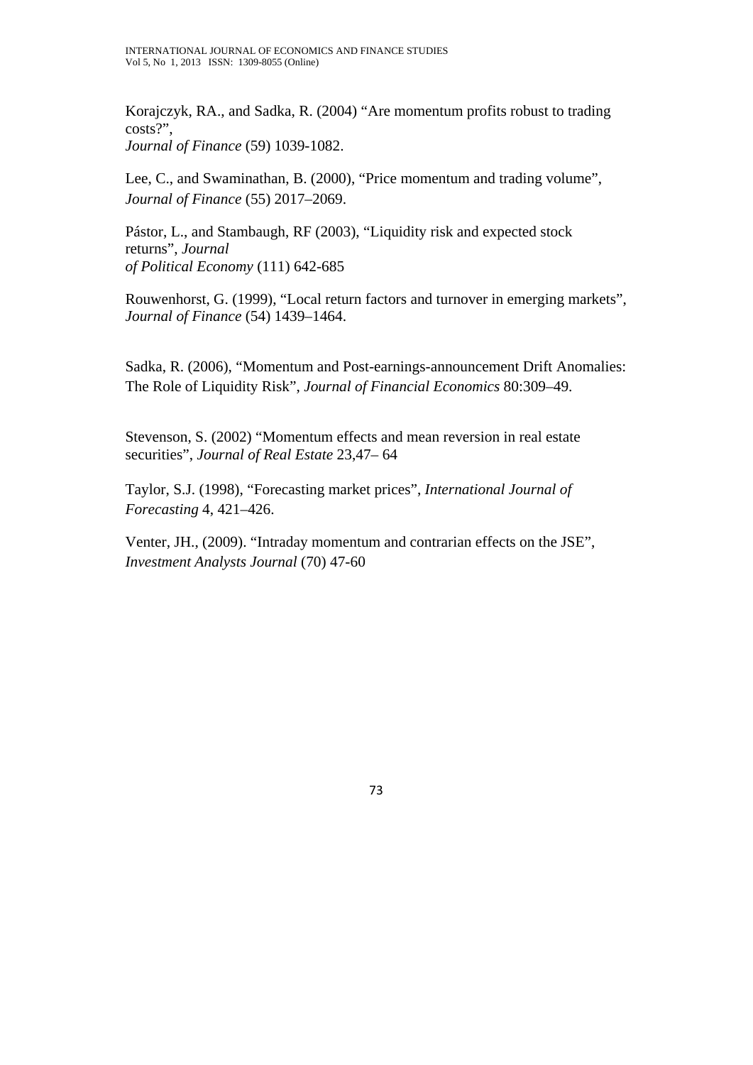Korajczyk, RA., and Sadka, R. (2004) “Are momentum profits robust to trading costs?”,
*Journal of Finance* (59) 1039-1082.

Lee, C., and Swaminathan, B. (2000), “Price momentum and trading volume”, *Journal of Finance* (55) 2017–2069.

Pástor, L., and Stambaugh, RF (2003), “Liquidity risk and expected stock returns”, *Journal of Political Economy* (111) 642-685

Rouwenhorst, G. (1999), “Local return factors and turnover in emerging markets”, *Journal of Finance* (54) 1439–1464.

Sadka, R. (2006), “Momentum and Post-earnings-announcement Drift Anomalies: The Role of Liquidity Risk”, *Journal of Financial Economics* 80:309–49.

Stevenson, S. (2002) “Momentum effects and mean reversion in real estate securities”, *Journal of Real Estate* 23,47– 64

Taylor, S.J. (1998), “Forecasting market prices”, *International Journal of Forecasting* 4, 421–426.

Venter, JH., (2009). “Intraday momentum and contrarian effects on the JSE”, *Investment Analysts Journal* (70) 47-60